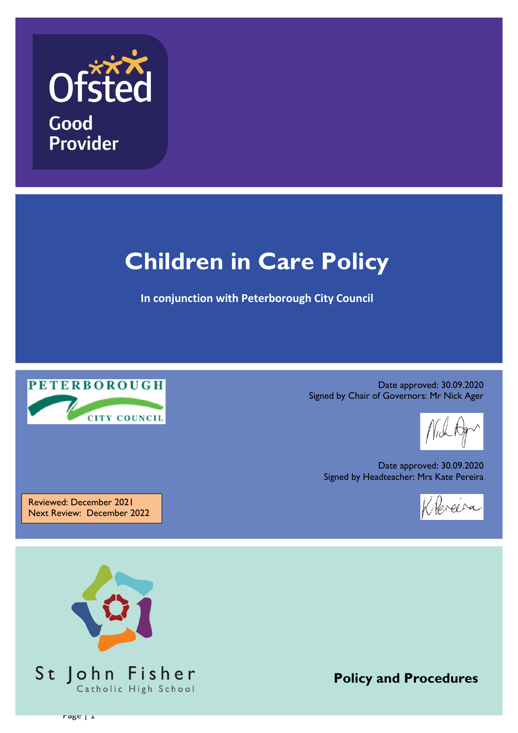Ofsted

Good Provider

# Children in Care Policy

**In conjunction with Peterborough City Council**

PETERBOROUGH CITY COUNCIL

Date approved: 30.09.2020
Signed by Chair of Governors: Mr Nick Ager

Date approved: 30.09.2020
Signed by Headteacher: Mrs Kate Pereira

Reviewed: December 2021
Next Review: December 2022

St John Fisher
Catholic High School

**Policy and Procedures**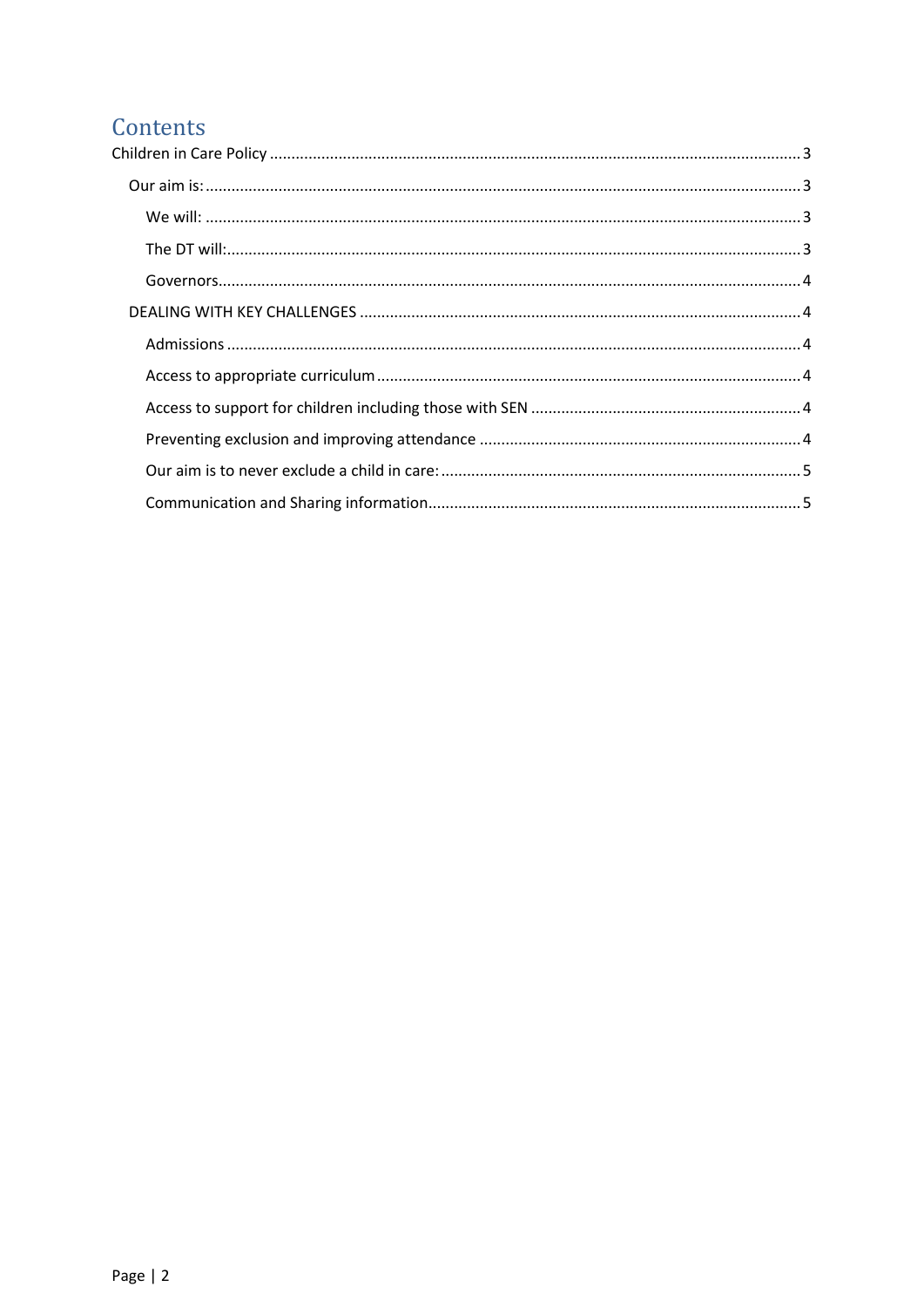# Contents

Children in Care Policy .......... 3

- Our aim is: .......... 3
  - We will: .......... 3
  - The DT will: .......... 3
  - Governors .......... 4
- DEALING WITH KEY CHALLENGES .......... 4
  - Admissions .......... 4
  - Access to appropriate curriculum .......... 4
  - Access to support for children including those with SEN .......... 4
  - Preventing exclusion and improving attendance .......... 4
  - Our aim is to never exclude a child in care: .......... 5
  - Communication and Sharing information .......... 5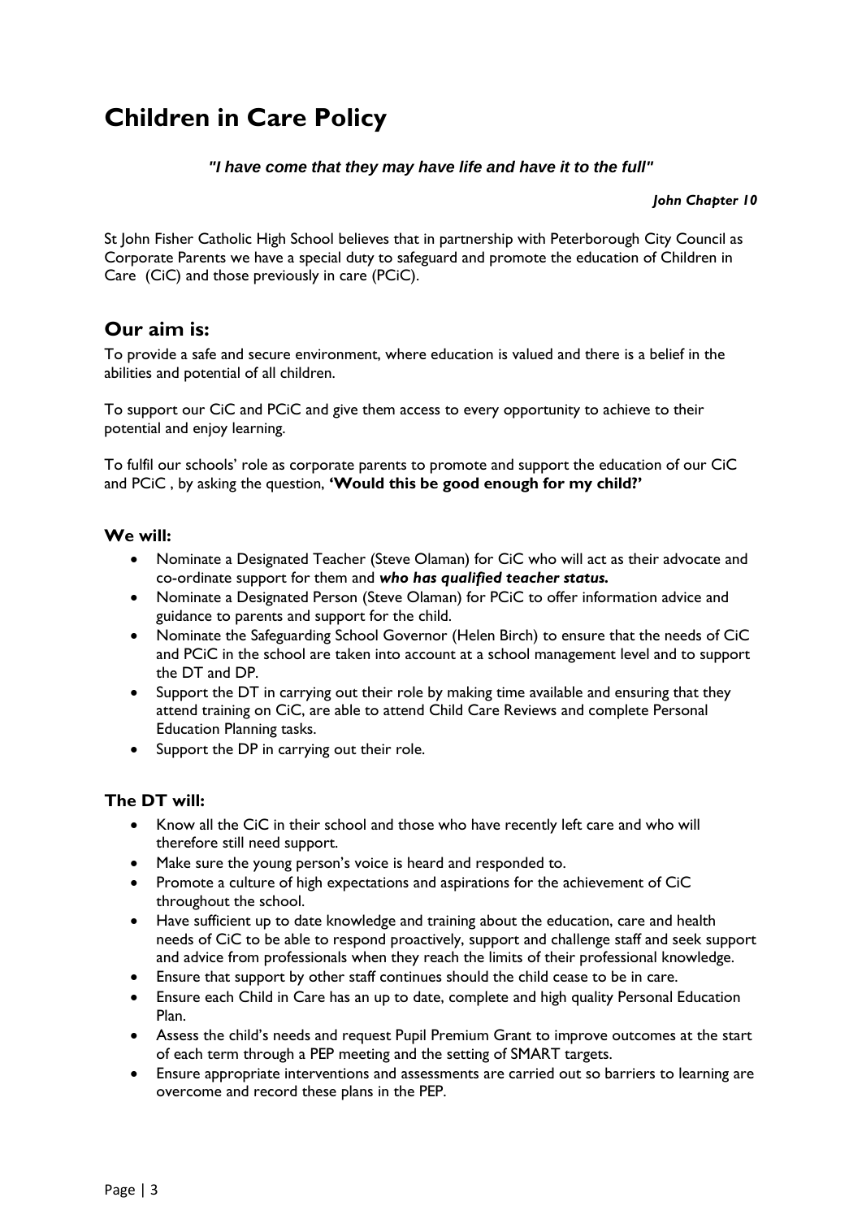// Children in Care Policy

*"I have come that they may have life and have it to the full"*

***John Chapter 10***

St John Fisher Catholic High School believes that in partnership with Peterborough City Council as Corporate Parents we have a special duty to safeguard and promote the education of Children in Care (CiC) and those previously in care (PCiC).

## Our aim is:

To provide a safe and secure environment, where education is valued and there is a belief in the abilities and potential of all children.

To support our CiC and PCiC and give them access to every opportunity to achieve to their potential and enjoy learning.

To fulfil our schools' role as corporate parents to promote and support the education of our CiC and PCiC , by asking the question, **'Would this be good enough for my child?'**

### We will:

- Nominate a Designated Teacher (Steve Olaman) for CiC who will act as their advocate and co-ordinate support for them and ***who has qualified teacher status.***
- Nominate a Designated Person (Steve Olaman) for PCiC to offer information advice and guidance to parents and support for the child.
- Nominate the Safeguarding School Governor (Helen Birch) to ensure that the needs of CiC and PCiC in the school are taken into account at a school management level and to support the DT and DP.
- Support the DT in carrying out their role by making time available and ensuring that they attend training on CiC, are able to attend Child Care Reviews and complete Personal Education Planning tasks.
- Support the DP in carrying out their role.

### The DT will:

- Know all the CiC in their school and those who have recently left care and who will therefore still need support.
- Make sure the young person's voice is heard and responded to.
- Promote a culture of high expectations and aspirations for the achievement of CiC throughout the school.
- Have sufficient up to date knowledge and training about the education, care and health needs of CiC to be able to respond proactively, support and challenge staff and seek support and advice from professionals when they reach the limits of their professional knowledge.
- Ensure that support by other staff continues should the child cease to be in care.
- Ensure each Child in Care has an up to date, complete and high quality Personal Education Plan.
- Assess the child's needs and request Pupil Premium Grant to improve outcomes at the start of each term through a PEP meeting and the setting of SMART targets.
- Ensure appropriate interventions and assessments are carried out so barriers to learning are overcome and record these plans in the PEP.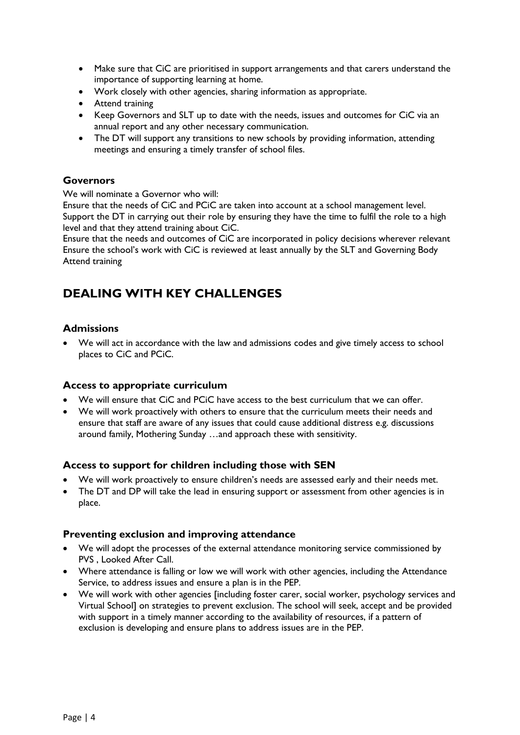- Make sure that CiC are prioritised in support arrangements and that carers understand the importance of supporting learning at home.
- Work closely with other agencies, sharing information as appropriate.
- Attend training
- Keep Governors and SLT up to date with the needs, issues and outcomes for CiC via an annual report and any other necessary communication.
- The DT will support any transitions to new schools by providing information, attending meetings and ensuring a timely transfer of school files.

### Governors

We will nominate a Governor who will:
Ensure that the needs of CiC and PCiC are taken into account at a school management level.
Support the DT in carrying out their role by ensuring they have the time to fulfil the role to a high level and that they attend training about CiC.
Ensure that the needs and outcomes of CiC are incorporated in policy decisions wherever relevant
Ensure the school's work with CiC is reviewed at least annually by the SLT and Governing Body
Attend training

## DEALING WITH KEY CHALLENGES

### Admissions

- We will act in accordance with the law and admissions codes and give timely access to school places to CiC and PCiC.

### Access to appropriate curriculum

- We will ensure that CiC and PCiC have access to the best curriculum that we can offer.
- We will work proactively with others to ensure that the curriculum meets their needs and ensure that staff are aware of any issues that could cause additional distress e.g. discussions around family, Mothering Sunday …and approach these with sensitivity.

### Access to support for children including those with SEN

- We will work proactively to ensure children's needs are assessed early and their needs met.
- The DT and DP will take the lead in ensuring support or assessment from other agencies is in place.

### Preventing exclusion and improving attendance

- We will adopt the processes of the external attendance monitoring service commissioned by PVS , Looked After Call.
- Where attendance is falling or low we will work with other agencies, including the Attendance Service, to address issues and ensure a plan is in the PEP.
- We will work with other agencies [including foster carer, social worker, psychology services and Virtual School] on strategies to prevent exclusion. The school will seek, accept and be provided with support in a timely manner according to the availability of resources, if a pattern of exclusion is developing and ensure plans to address issues are in the PEP.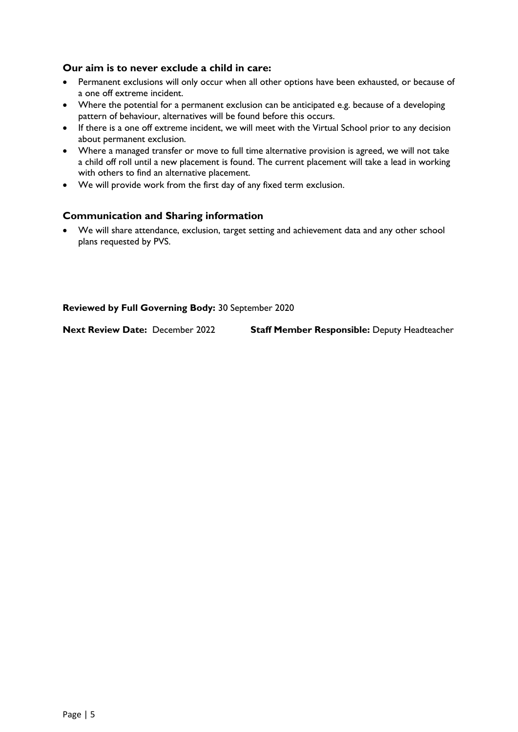### Our aim is to never exclude a child in care:

- Permanent exclusions will only occur when all other options have been exhausted, or because of a one off extreme incident.
- Where the potential for a permanent exclusion can be anticipated e.g. because of a developing pattern of behaviour, alternatives will be found before this occurs.
- If there is a one off extreme incident, we will meet with the Virtual School prior to any decision about permanent exclusion.
- Where a managed transfer or move to full time alternative provision is agreed, we will not take a child off roll until a new placement is found. The current placement will take a lead in working with others to find an alternative placement.
- We will provide work from the first day of any fixed term exclusion.

### Communication and Sharing information

- We will share attendance, exclusion, target setting and achievement data and any other school plans requested by PVS.

**Reviewed by Full Governing Body:** 30 September 2020

**Next Review Date:** December 2022 **Staff Member Responsible:** Deputy Headteacher